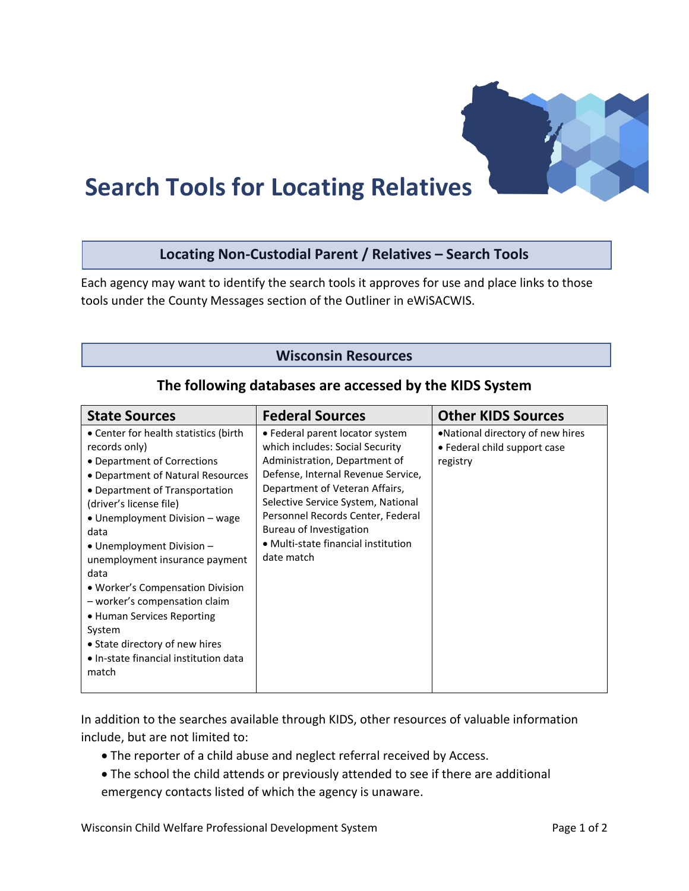# Search Tools for Locating Relatives

## Locating Non-Custodial Parent / Relatives – Search Tools

Each agency may want to identify the search tools it approves for use and place links to those tools under the County Messages section of the Outliner in eWiSACWIS.

## Wisconsin Resources

### The following databases are accessed by the KIDS System

| State Sources | Federal Sources | Other KIDS Sources |
| --- | --- | --- |
| • Center for health statistics (birth records only)<br>• Department of Corrections<br>• Department of Natural Resources<br>• Department of Transportation (driver's license file)<br>• Unemployment Division – wage data<br>• Unemployment Division – unemployment insurance payment data<br>• Worker's Compensation Division – worker's compensation claim<br>• Human Services Reporting System<br>• State directory of new hires<br>• In-state financial institution data match | • Federal parent locator system which includes: Social Security Administration, Department of Defense, Internal Revenue Service, Department of Veteran Affairs, Selective Service System, National Personnel Records Center, Federal Bureau of Investigation<br>• Multi-state financial institution date match | •National directory of new hires<br>• Federal child support case registry |

In addition to the searches available through KIDS, other resources of valuable information include, but are not limited to:

- The reporter of a child abuse and neglect referral received by Access.
- The school the child attends or previously attended to see if there are additional emergency contacts listed of which the agency is unaware.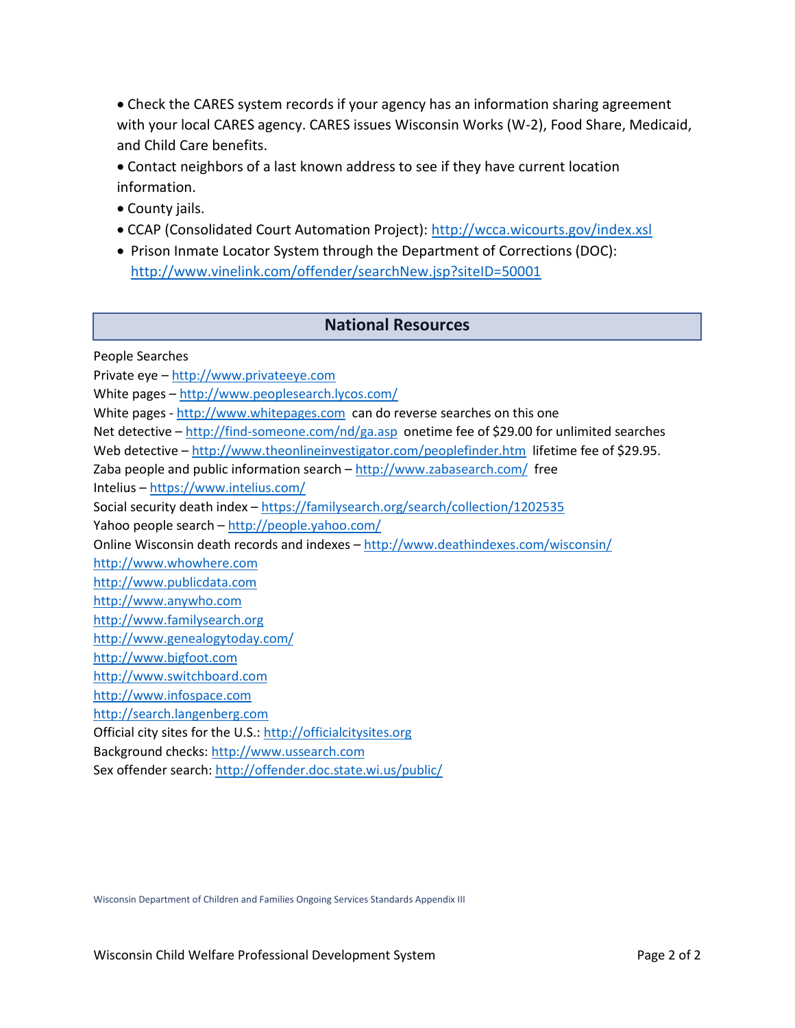- Check the CARES system records if your agency has an information sharing agreement with your local CARES agency. CARES issues Wisconsin Works (W-2), Food Share, Medicaid, and Child Care benefits.
- Contact neighbors of a last known address to see if they have current location information.
- County jails.
- CCAP (Consolidated Court Automation Project): http://wcca.wicourts.gov/index.xsl
- Prison Inmate Locator System through the Department of Corrections (DOC): http://www.vinelink.com/offender/searchNew.jsp?siteID=50001

## National Resources

People Searches
Private eye – http://www.privateeye.com
White pages – http://www.peoplesearch.lycos.com/
White pages - http://www.whitepages.com can do reverse searches on this one
Net detective – http://find-someone.com/nd/ga.asp onetime fee of $29.00 for unlimited searches
Web detective – http://www.theonlineinvestigator.com/peoplefinder.htm lifetime fee of $29.95.
Zaba people and public information search – http://www.zabasearch.com/ free
Intelius – https://www.intelius.com/
Social security death index – https://familysearch.org/search/collection/1202535
Yahoo people search – http://people.yahoo.com/
Online Wisconsin death records and indexes – http://www.deathindexes.com/wisconsin/
http://www.whowhere.com
http://www.publicdata.com
http://www.anywho.com
http://www.familysearch.org
http://www.genealogytoday.com/
http://www.bigfoot.com
http://www.switchboard.com
http://www.infospace.com
http://search.langenberg.com
Official city sites for the U.S.: http://officialcitysites.org
Background checks: http://www.ussearch.com
Sex offender search: http://offender.doc.state.wi.us/public/

Wisconsin Department of Children and Families Ongoing Services Standards Appendix III